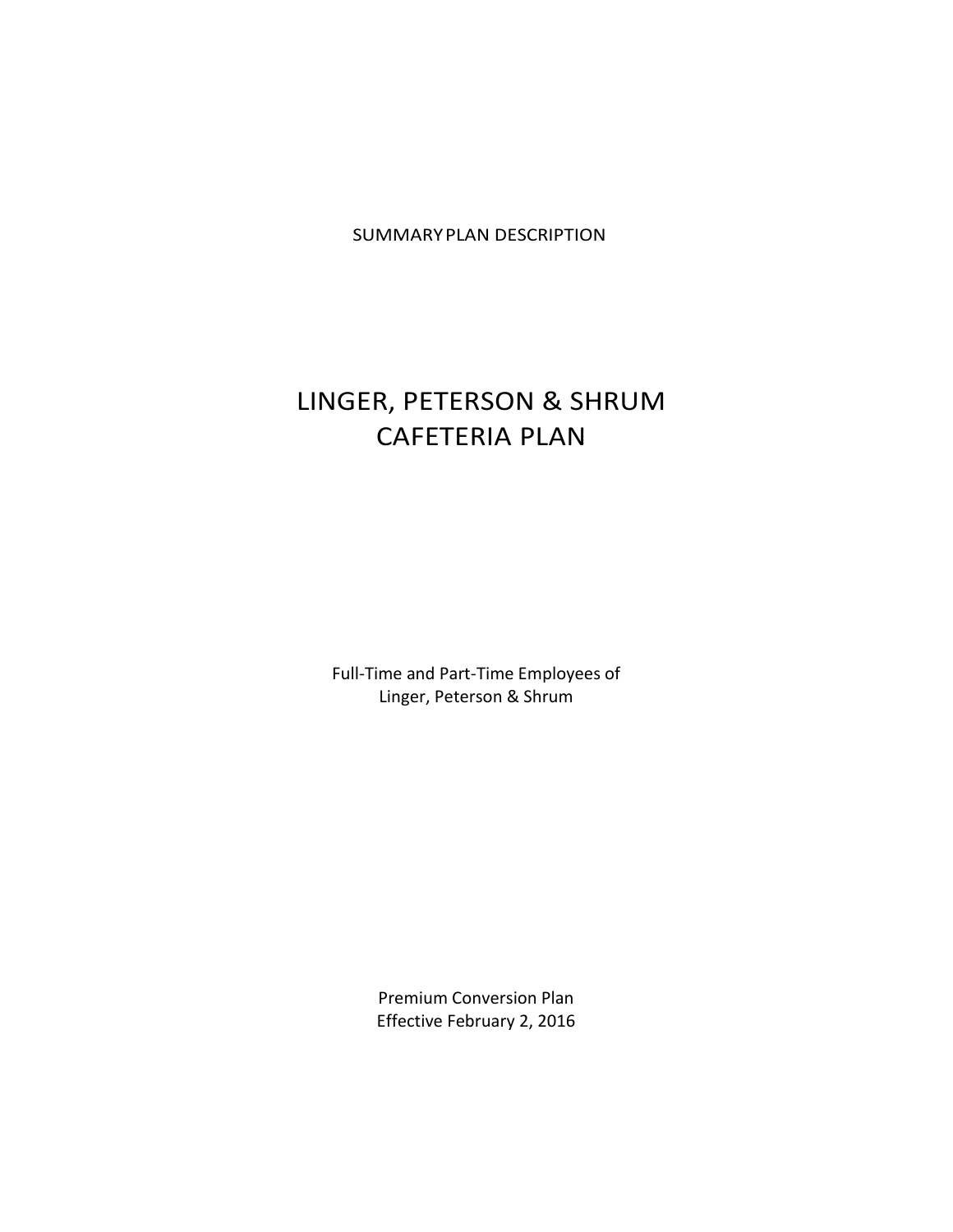SUMMARY PLAN DESCRIPTION

# LINGER, PETERSON & SHRUM CAFETERIA PLAN

Full-Time and Part-Time Employees of
Linger, Peterson & Shrum

Premium Conversion Plan
Effective February 2, 2016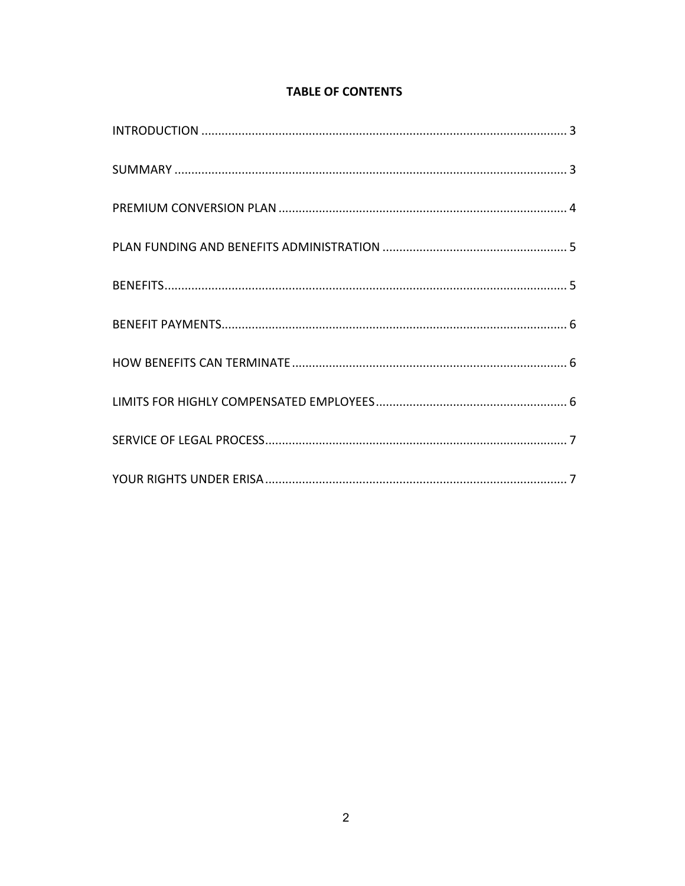**TABLE OF CONTENTS**

| | |
|---|---|
| INTRODUCTION | 3 |
| SUMMARY | 3 |
| PREMIUM CONVERSION PLAN | 4 |
| PLAN FUNDING AND BENEFITS ADMINISTRATION | 5 |
| BENEFITS | 5 |
| BENEFIT PAYMENTS | 6 |
| HOW BENEFITS CAN TERMINATE | 6 |
| LIMITS FOR HIGHLY COMPENSATED EMPLOYEES | 6 |
| SERVICE OF LEGAL PROCESS | 7 |
| YOUR RIGHTS UNDER ERISA | 7 |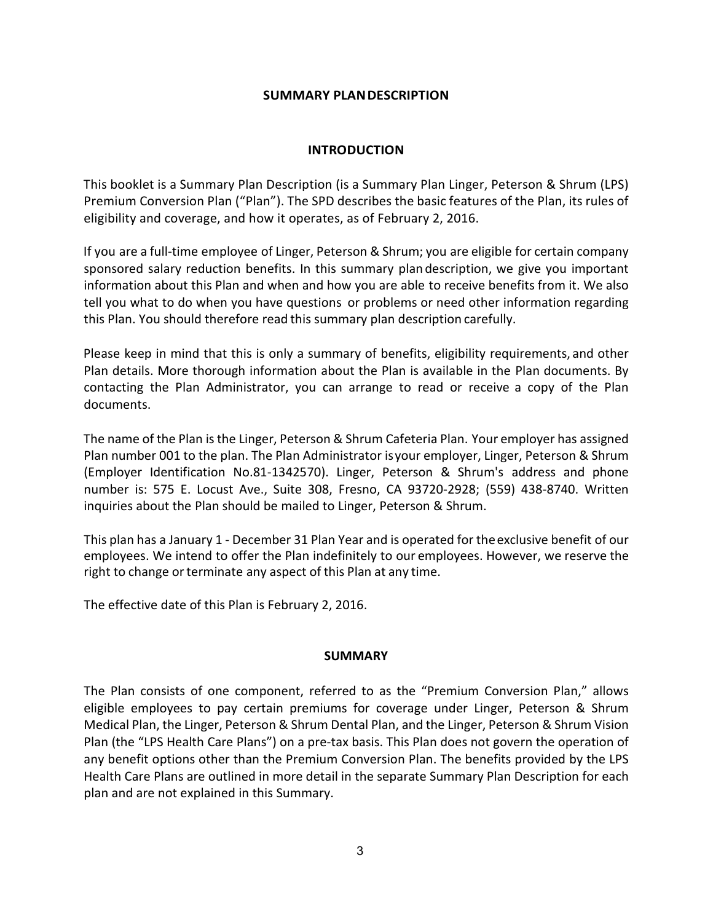## SUMMARY PLAN DESCRIPTION

### INTRODUCTION

This booklet is a Summary Plan Description (is a Summary Plan Linger, Peterson & Shrum (LPS) Premium Conversion Plan ("Plan"). The SPD describes the basic features of the Plan, its rules of eligibility and coverage, and how it operates, as of February 2, 2016.

If you are a full-time employee of Linger, Peterson & Shrum; you are eligible for certain company sponsored salary reduction benefits. In this summary plan description, we give you important information about this Plan and when and how you are able to receive benefits from it. We also tell you what to do when you have questions or problems or need other information regarding this Plan. You should therefore read this summary plan description carefully.

Please keep in mind that this is only a summary of benefits, eligibility requirements, and other Plan details. More thorough information about the Plan is available in the Plan documents. By contacting the Plan Administrator, you can arrange to read or receive a copy of the Plan documents.

The name of the Plan is the Linger, Peterson & Shrum Cafeteria Plan. Your employer has assigned Plan number 001 to the plan. The Plan Administrator is your employer, Linger, Peterson & Shrum (Employer Identification No.81-1342570). Linger, Peterson & Shrum's address and phone number is: 575 E. Locust Ave., Suite 308, Fresno, CA 93720-2928; (559) 438-8740. Written inquiries about the Plan should be mailed to Linger, Peterson & Shrum.

This plan has a January 1 - December 31 Plan Year and is operated for the exclusive benefit of our employees. We intend to offer the Plan indefinitely to our employees. However, we reserve the right to change or terminate any aspect of this Plan at any time.

The effective date of this Plan is February 2, 2016.

### SUMMARY

The Plan consists of one component, referred to as the "Premium Conversion Plan," allows eligible employees to pay certain premiums for coverage under Linger, Peterson & Shrum Medical Plan, the Linger, Peterson & Shrum Dental Plan, and the Linger, Peterson & Shrum Vision Plan (the "LPS Health Care Plans") on a pre-tax basis. This Plan does not govern the operation of any benefit options other than the Premium Conversion Plan. The benefits provided by the LPS Health Care Plans are outlined in more detail in the separate Summary Plan Description for each plan and are not explained in this Summary.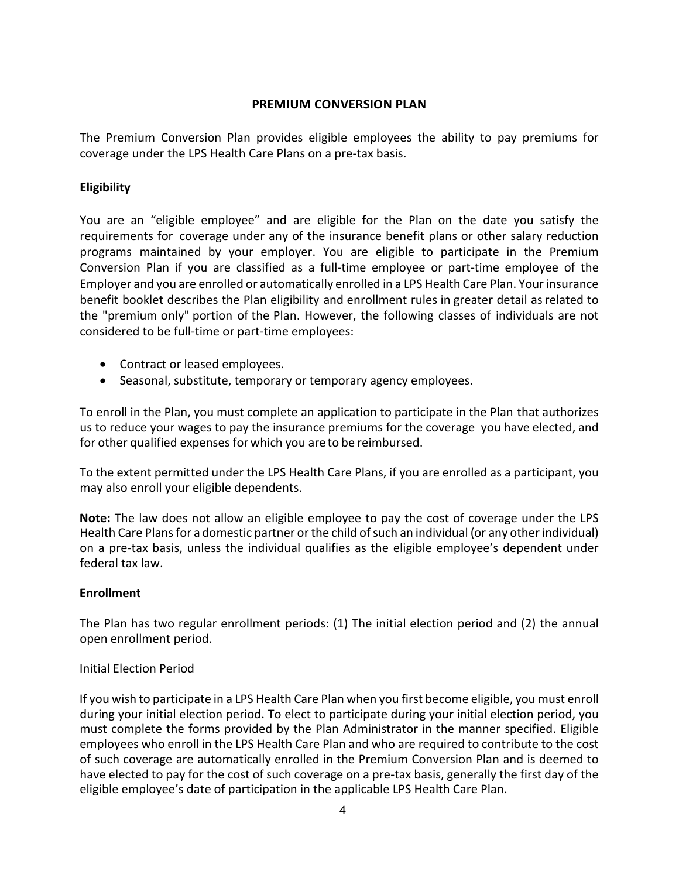## PREMIUM CONVERSION PLAN

The Premium Conversion Plan provides eligible employees the ability to pay premiums for coverage under the LPS Health Care Plans on a pre-tax basis.

### Eligibility

You are an "eligible employee" and are eligible for the Plan on the date you satisfy the requirements for coverage under any of the insurance benefit plans or other salary reduction programs maintained by your employer. You are eligible to participate in the Premium Conversion Plan if you are classified as a full-time employee or part-time employee of the Employer and you are enrolled or automatically enrolled in a LPS Health Care Plan. Your insurance benefit booklet describes the Plan eligibility and enrollment rules in greater detail as related to the "premium only" portion of the Plan. However, the following classes of individuals are not considered to be full-time or part-time employees:

- Contract or leased employees.
- Seasonal, substitute, temporary or temporary agency employees.

To enroll in the Plan, you must complete an application to participate in the Plan that authorizes us to reduce your wages to pay the insurance premiums for the coverage you have elected, and for other qualified expenses for which you are to be reimbursed.

To the extent permitted under the LPS Health Care Plans, if you are enrolled as a participant, you may also enroll your eligible dependents.

**Note:** The law does not allow an eligible employee to pay the cost of coverage under the LPS Health Care Plans for a domestic partner or the child of such an individual (or any other individual) on a pre-tax basis, unless the individual qualifies as the eligible employee's dependent under federal tax law.

### Enrollment

The Plan has two regular enrollment periods: (1) The initial election period and (2) the annual open enrollment period.

Initial Election Period

If you wish to participate in a LPS Health Care Plan when you first become eligible, you must enroll during your initial election period. To elect to participate during your initial election period, you must complete the forms provided by the Plan Administrator in the manner specified. Eligible employees who enroll in the LPS Health Care Plan and who are required to contribute to the cost of such coverage are automatically enrolled in the Premium Conversion Plan and is deemed to have elected to pay for the cost of such coverage on a pre-tax basis, generally the first day of the eligible employee's date of participation in the applicable LPS Health Care Plan.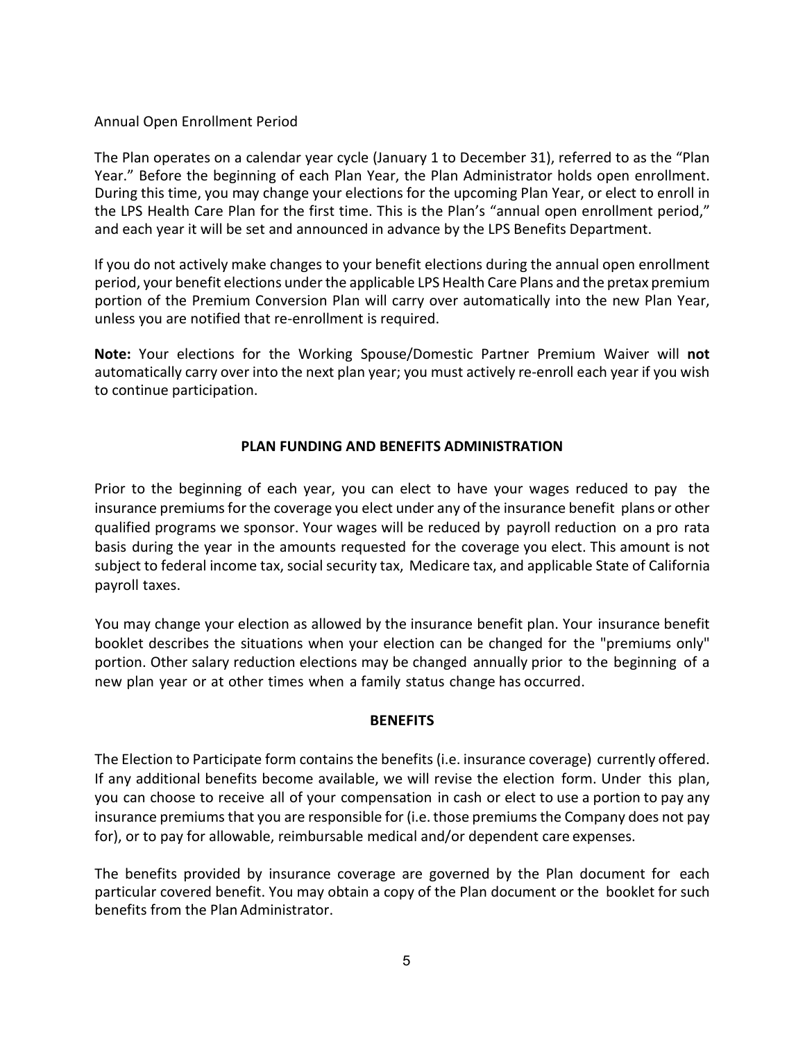Annual Open Enrollment Period

The Plan operates on a calendar year cycle (January 1 to December 31), referred to as the "Plan Year." Before the beginning of each Plan Year, the Plan Administrator holds open enrollment. During this time, you may change your elections for the upcoming Plan Year, or elect to enroll in the LPS Health Care Plan for the first time. This is the Plan's "annual open enrollment period," and each year it will be set and announced in advance by the LPS Benefits Department.

If you do not actively make changes to your benefit elections during the annual open enrollment period, your benefit elections under the applicable LPS Health Care Plans and the pretax premium portion of the Premium Conversion Plan will carry over automatically into the new Plan Year, unless you are notified that re-enrollment is required.

**Note:** Your elections for the Working Spouse/Domestic Partner Premium Waiver will **not** automatically carry over into the next plan year; you must actively re-enroll each year if you wish to continue participation.

## PLAN FUNDING AND BENEFITS ADMINISTRATION

Prior to the beginning of each year, you can elect to have your wages reduced to pay the insurance premiums for the coverage you elect under any of the insurance benefit plans or other qualified programs we sponsor. Your wages will be reduced by payroll reduction on a pro rata basis during the year in the amounts requested for the coverage you elect. This amount is not subject to federal income tax, social security tax, Medicare tax, and applicable State of California payroll taxes.

You may change your election as allowed by the insurance benefit plan. Your insurance benefit booklet describes the situations when your election can be changed for the "premiums only" portion. Other salary reduction elections may be changed annually prior to the beginning of a new plan year or at other times when a family status change has occurred.

## BENEFITS

The Election to Participate form contains the benefits (i.e. insurance coverage) currently offered. If any additional benefits become available, we will revise the election form. Under this plan, you can choose to receive all of your compensation in cash or elect to use a portion to pay any insurance premiums that you are responsible for (i.e. those premiums the Company does not pay for), or to pay for allowable, reimbursable medical and/or dependent care expenses.

The benefits provided by insurance coverage are governed by the Plan document for each particular covered benefit. You may obtain a copy of the Plan document or the booklet for such benefits from the Plan Administrator.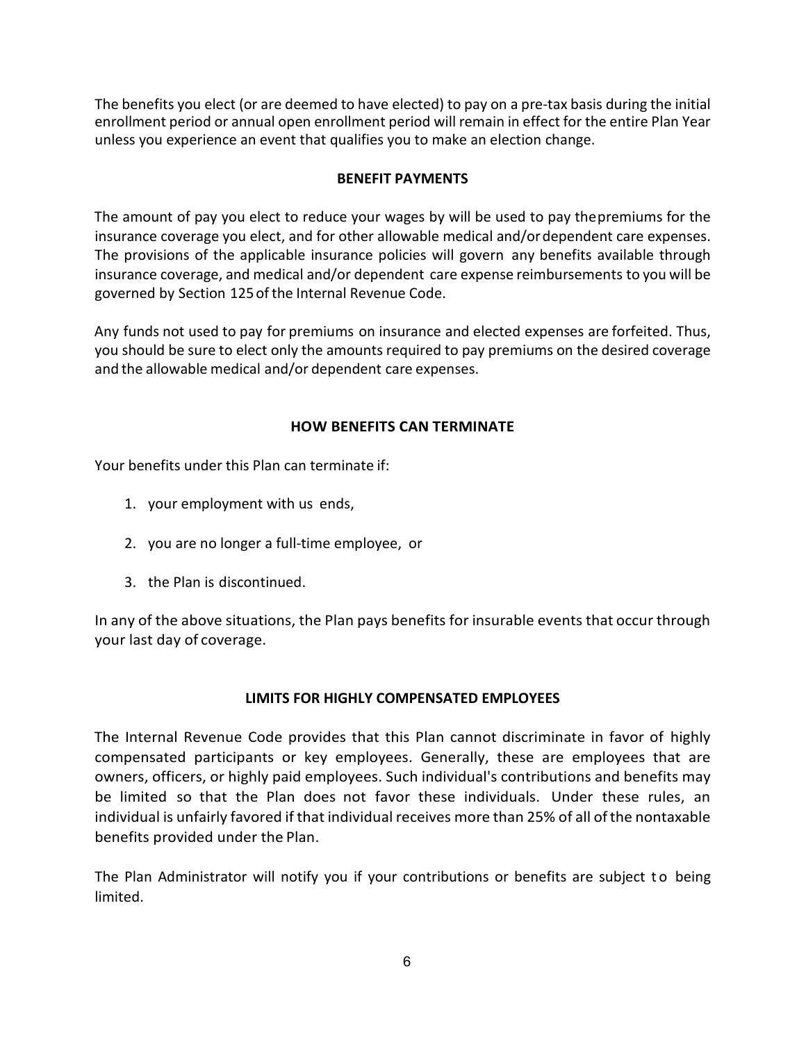The benefits you elect (or are deemed to have elected) to pay on a pre-tax basis during the initial enrollment period or annual open enrollment period will remain in effect for the entire Plan Year unless you experience an event that qualifies you to make an election change.

## BENEFIT PAYMENTS

The amount of pay you elect to reduce your wages by will be used to pay the premiums for the insurance coverage you elect, and for other allowable medical and/or dependent care expenses. The provisions of the applicable insurance policies will govern any benefits available through insurance coverage, and medical and/or dependent care expense reimbursements to you will be governed by Section 125 of the Internal Revenue Code.

Any funds not used to pay for premiums on insurance and elected expenses are forfeited. Thus, you should be sure to elect only the amounts required to pay premiums on the desired coverage and the allowable medical and/or dependent care expenses.

## HOW BENEFITS CAN TERMINATE

Your benefits under this Plan can terminate if:

1. your employment with us ends,
2. you are no longer a full-time employee, or
3. the Plan is discontinued.

In any of the above situations, the Plan pays benefits for insurable events that occur through your last day of coverage.

## LIMITS FOR HIGHLY COMPENSATED EMPLOYEES

The Internal Revenue Code provides that this Plan cannot discriminate in favor of highly compensated participants or key employees. Generally, these are employees that are owners, officers, or highly paid employees. Such individual's contributions and benefits may be limited so that the Plan does not favor these individuals. Under these rules, an individual is unfairly favored if that individual receives more than 25% of all of the nontaxable benefits provided under the Plan.

The Plan Administrator will notify you if your contributions or benefits are subject to being limited.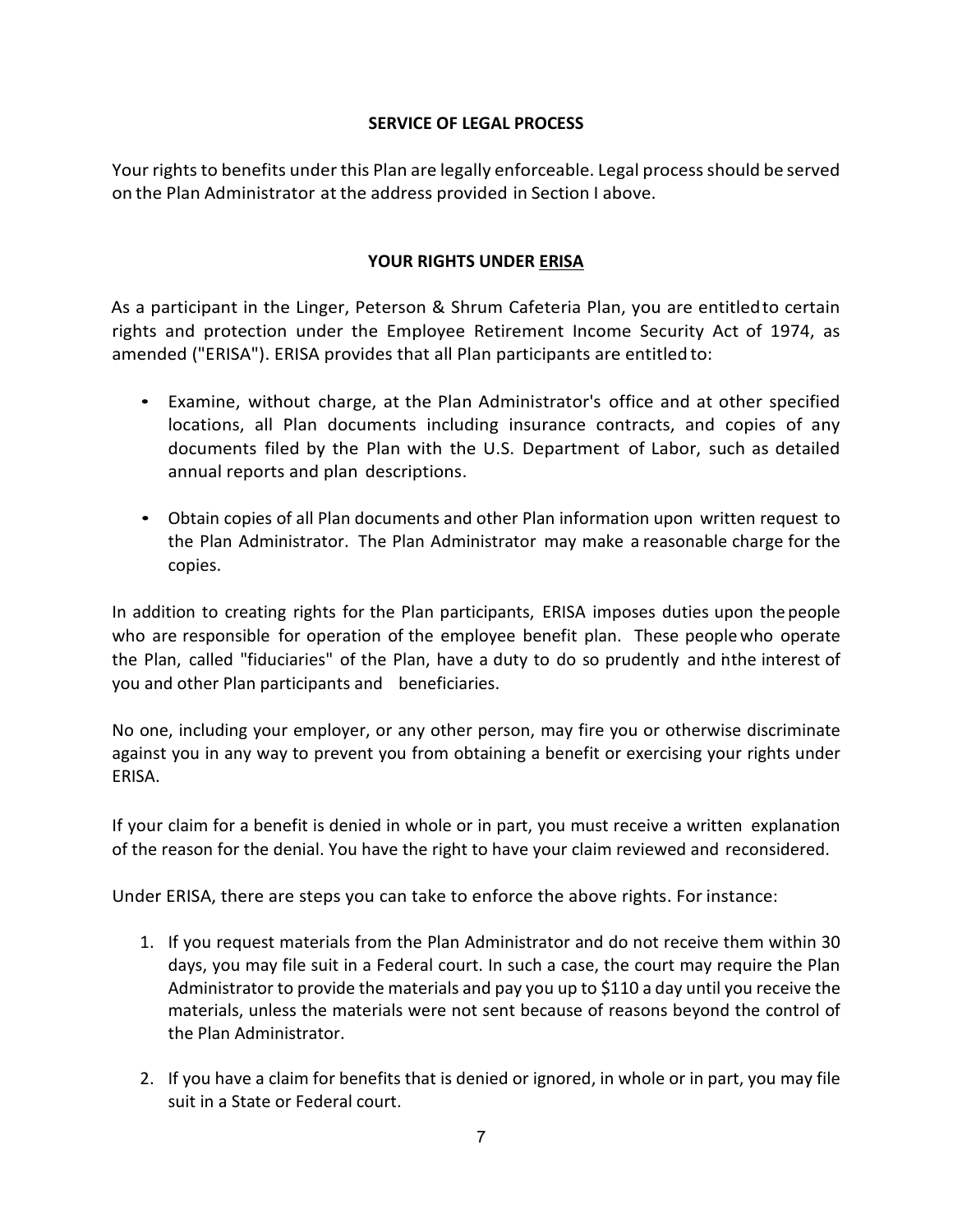## SERVICE OF LEGAL PROCESS

Your rights to benefits under this Plan are legally enforceable. Legal process should be served on the Plan Administrator at the address provided in Section I above.

## YOUR RIGHTS UNDER ERISA

As a participant in the Linger, Peterson & Shrum Cafeteria Plan, you are entitled to certain rights and protection under the Employee Retirement Income Security Act of 1974, as amended ("ERISA"). ERISA provides that all Plan participants are entitled to:

- Examine, without charge, at the Plan Administrator's office and at other specified locations, all Plan documents including insurance contracts, and copies of any documents filed by the Plan with the U.S. Department of Labor, such as detailed annual reports and plan descriptions.
- Obtain copies of all Plan documents and other Plan information upon written request to the Plan Administrator. The Plan Administrator may make a reasonable charge for the copies.

In addition to creating rights for the Plan participants, ERISA imposes duties upon the people who are responsible for operation of the employee benefit plan. These people who operate the Plan, called "fiduciaries" of the Plan, have a duty to do so prudently and in the interest of you and other Plan participants and beneficiaries.

No one, including your employer, or any other person, may fire you or otherwise discriminate against you in any way to prevent you from obtaining a benefit or exercising your rights under ERISA.

If your claim for a benefit is denied in whole or in part, you must receive a written explanation of the reason for the denial. You have the right to have your claim reviewed and reconsidered.

Under ERISA, there are steps you can take to enforce the above rights. For instance:

1. If you request materials from the Plan Administrator and do not receive them within 30 days, you may file suit in a Federal court. In such a case, the court may require the Plan Administrator to provide the materials and pay you up to $110 a day until you receive the materials, unless the materials were not sent because of reasons beyond the control of the Plan Administrator.
2. If you have a claim for benefits that is denied or ignored, in whole or in part, you may file suit in a State or Federal court.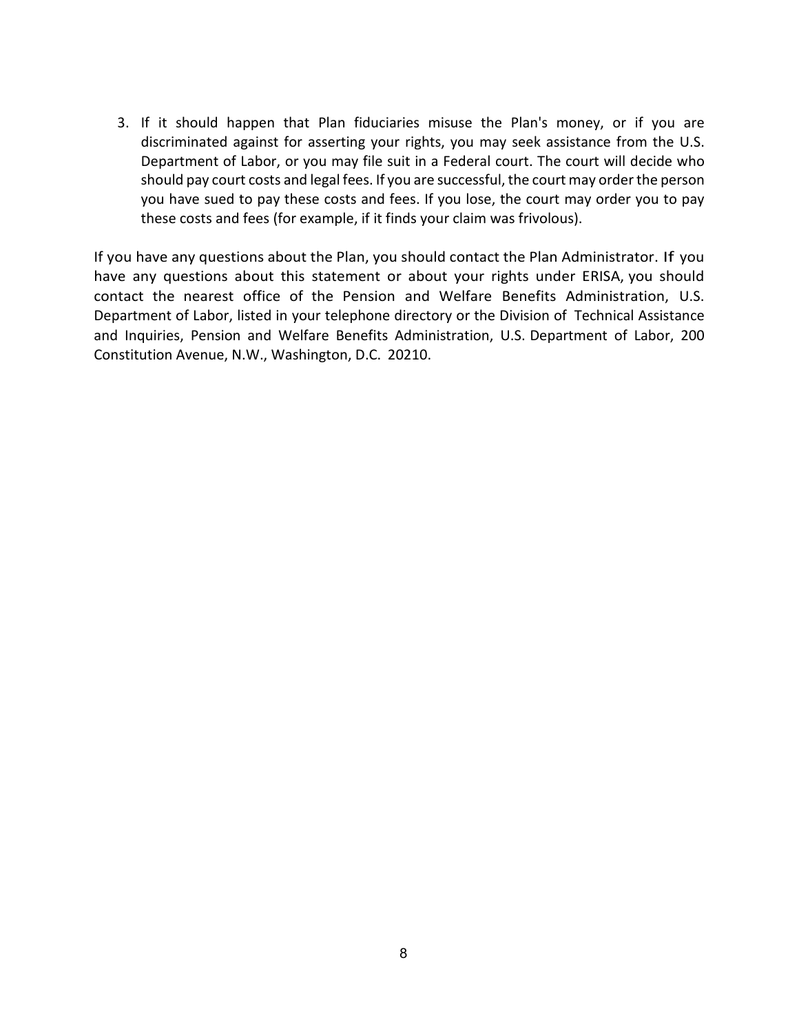3. If it should happen that Plan fiduciaries misuse the Plan's money, or if you are discriminated against for asserting your rights, you may seek assistance from the U.S. Department of Labor, or you may file suit in a Federal court. The court will decide who should pay court costs and legal fees. If you are successful, the court may order the person you have sued to pay these costs and fees. If you lose, the court may order you to pay these costs and fees (for example, if it finds your claim was frivolous).

If you have any questions about the Plan, you should contact the Plan Administrator. If you have any questions about this statement or about your rights under ERISA, you should contact the nearest office of the Pension and Welfare Benefits Administration, U.S. Department of Labor, listed in your telephone directory or the Division of Technical Assistance and Inquiries, Pension and Welfare Benefits Administration, U.S. Department of Labor, 200 Constitution Avenue, N.W., Washington, D.C. 20210.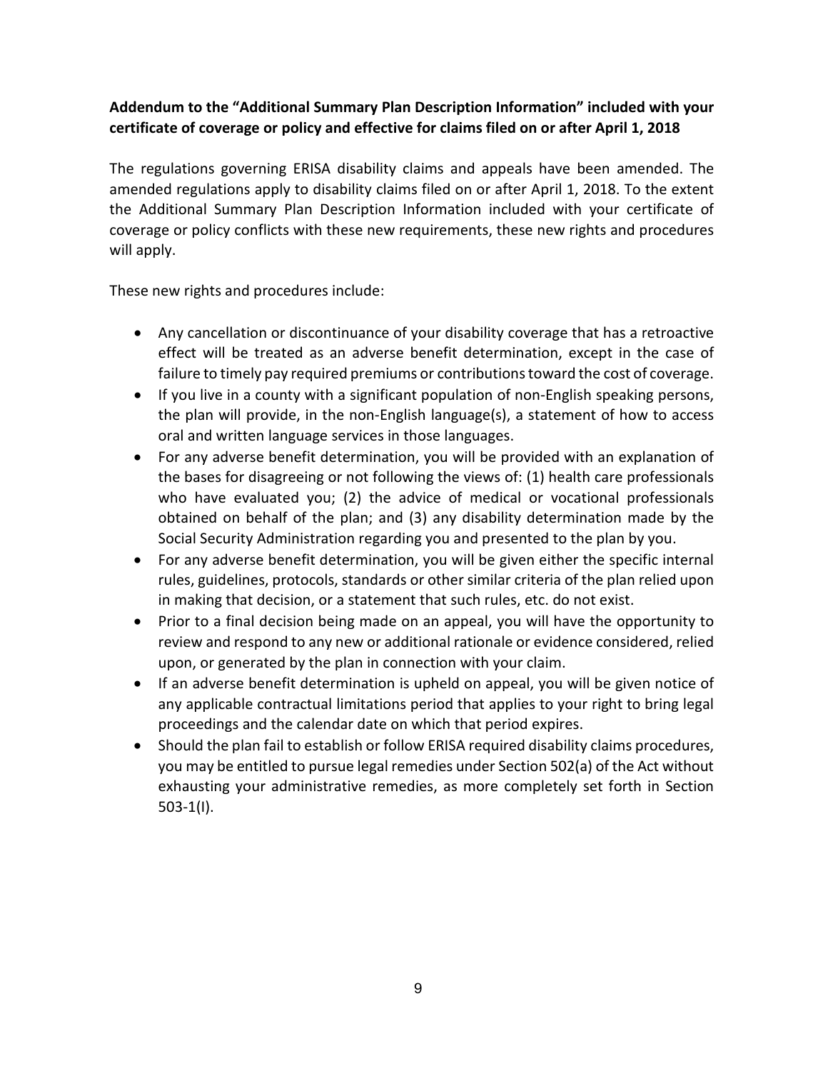**Addendum to the "Additional Summary Plan Description Information" included with your certificate of coverage or policy and effective for claims filed on or after April 1, 2018**

The regulations governing ERISA disability claims and appeals have been amended. The amended regulations apply to disability claims filed on or after April 1, 2018. To the extent the Additional Summary Plan Description Information included with your certificate of coverage or policy conflicts with these new requirements, these new rights and procedures will apply.

These new rights and procedures include:

- Any cancellation or discontinuance of your disability coverage that has a retroactive effect will be treated as an adverse benefit determination, except in the case of failure to timely pay required premiums or contributions toward the cost of coverage.
- If you live in a county with a significant population of non-English speaking persons, the plan will provide, in the non-English language(s), a statement of how to access oral and written language services in those languages.
- For any adverse benefit determination, you will be provided with an explanation of the bases for disagreeing or not following the views of: (1) health care professionals who have evaluated you; (2) the advice of medical or vocational professionals obtained on behalf of the plan; and (3) any disability determination made by the Social Security Administration regarding you and presented to the plan by you.
- For any adverse benefit determination, you will be given either the specific internal rules, guidelines, protocols, standards or other similar criteria of the plan relied upon in making that decision, or a statement that such rules, etc. do not exist.
- Prior to a final decision being made on an appeal, you will have the opportunity to review and respond to any new or additional rationale or evidence considered, relied upon, or generated by the plan in connection with your claim.
- If an adverse benefit determination is upheld on appeal, you will be given notice of any applicable contractual limitations period that applies to your right to bring legal proceedings and the calendar date on which that period expires.
- Should the plan fail to establish or follow ERISA required disability claims procedures, you may be entitled to pursue legal remedies under Section 502(a) of the Act without exhausting your administrative remedies, as more completely set forth in Section 503-1(I).